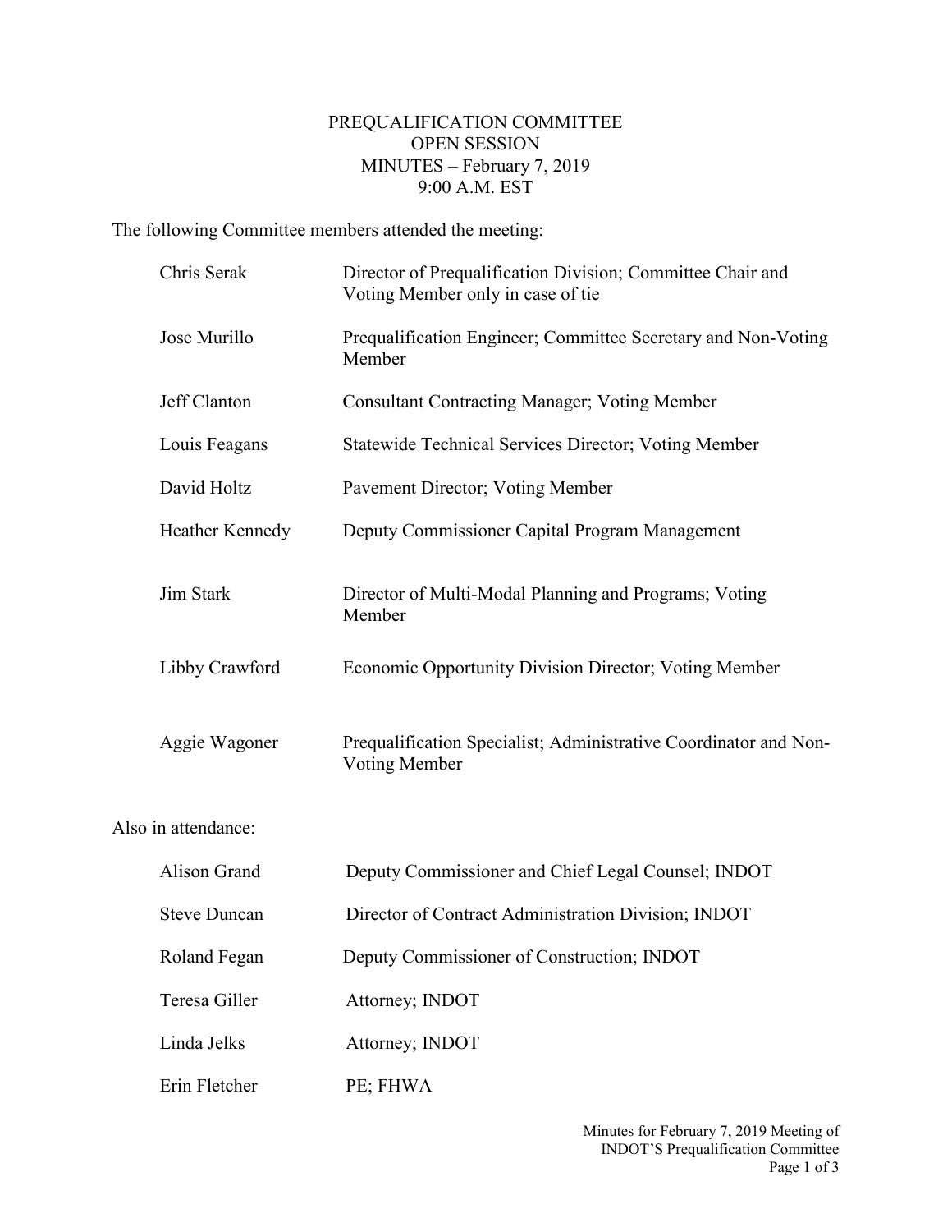# PREQUALIFICATION COMMITTEE
## OPEN SESSION
## MINUTES – February 7, 2019
## 9:00 A.M. EST

The following Committee members attended the meeting:

| | |
|---|---|
| Chris Serak | Director of Prequalification Division; Committee Chair and Voting Member only in case of tie |
| Jose Murillo | Prequalification Engineer; Committee Secretary and Non-Voting Member |
| Jeff Clanton | Consultant Contracting Manager; Voting Member |
| Louis Feagans | Statewide Technical Services Director; Voting Member |
| David Holtz | Pavement Director; Voting Member |
| Heather Kennedy | Deputy Commissioner Capital Program Management |
| Jim Stark | Director of Multi-Modal Planning and Programs; Voting Member |
| Libby Crawford | Economic Opportunity Division Director; Voting Member |
| Aggie Wagoner | Prequalification Specialist; Administrative Coordinator and Non-Voting Member |

Also in attendance:

| | |
|---|---|
| Alison Grand | Deputy Commissioner and Chief Legal Counsel; INDOT |
| Steve Duncan | Director of Contract Administration Division; INDOT |
| Roland Fegan | Deputy Commissioner of Construction; INDOT |
| Teresa Giller | Attorney; INDOT |
| Linda Jelks | Attorney; INDOT |
| Erin Fletcher | PE; FHWA |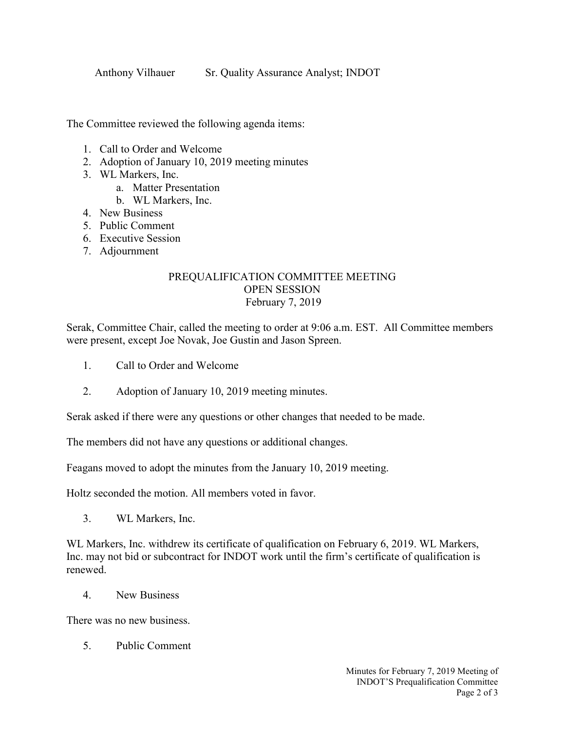Anthony Vilhauer Sr. Quality Assurance Analyst; INDOT

The Committee reviewed the following agenda items:

1. Call to Order and Welcome
2. Adoption of January 10, 2019 meeting minutes
3. WL Markers, Inc.
   a. Matter Presentation
   b. WL Markers, Inc.
4. New Business
5. Public Comment
6. Executive Session
7. Adjournment

PREQUALIFICATION COMMITTEE MEETING
OPEN SESSION
February 7, 2019

Serak, Committee Chair, called the meeting to order at 9:06 a.m. EST. All Committee members were present, except Joe Novak, Joe Gustin and Jason Spreen.

1. Call to Order and Welcome

2. Adoption of January 10, 2019 meeting minutes.

Serak asked if there were any questions or other changes that needed to be made.

The members did not have any questions or additional changes.

Feagans moved to adopt the minutes from the January 10, 2019 meeting.

Holtz seconded the motion. All members voted in favor.

3. WL Markers, Inc.

WL Markers, Inc. withdrew its certificate of qualification on February 6, 2019. WL Markers, Inc. may not bid or subcontract for INDOT work until the firm's certificate of qualification is renewed.

4. New Business

There was no new business.

5. Public Comment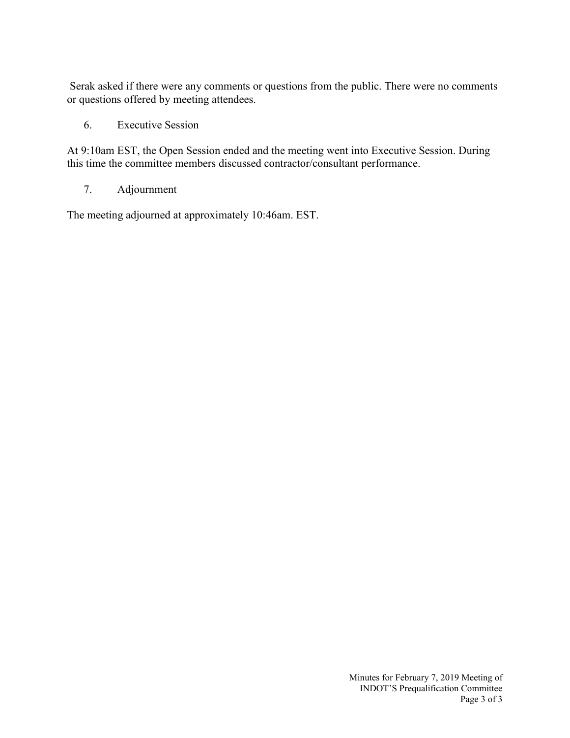Serak asked if there were any comments or questions from the public. There were no comments or questions offered by meeting attendees.

6. Executive Session

At 9:10am EST, the Open Session ended and the meeting went into Executive Session. During this time the committee members discussed contractor/consultant performance.

7. Adjournment

The meeting adjourned at approximately 10:46am. EST.